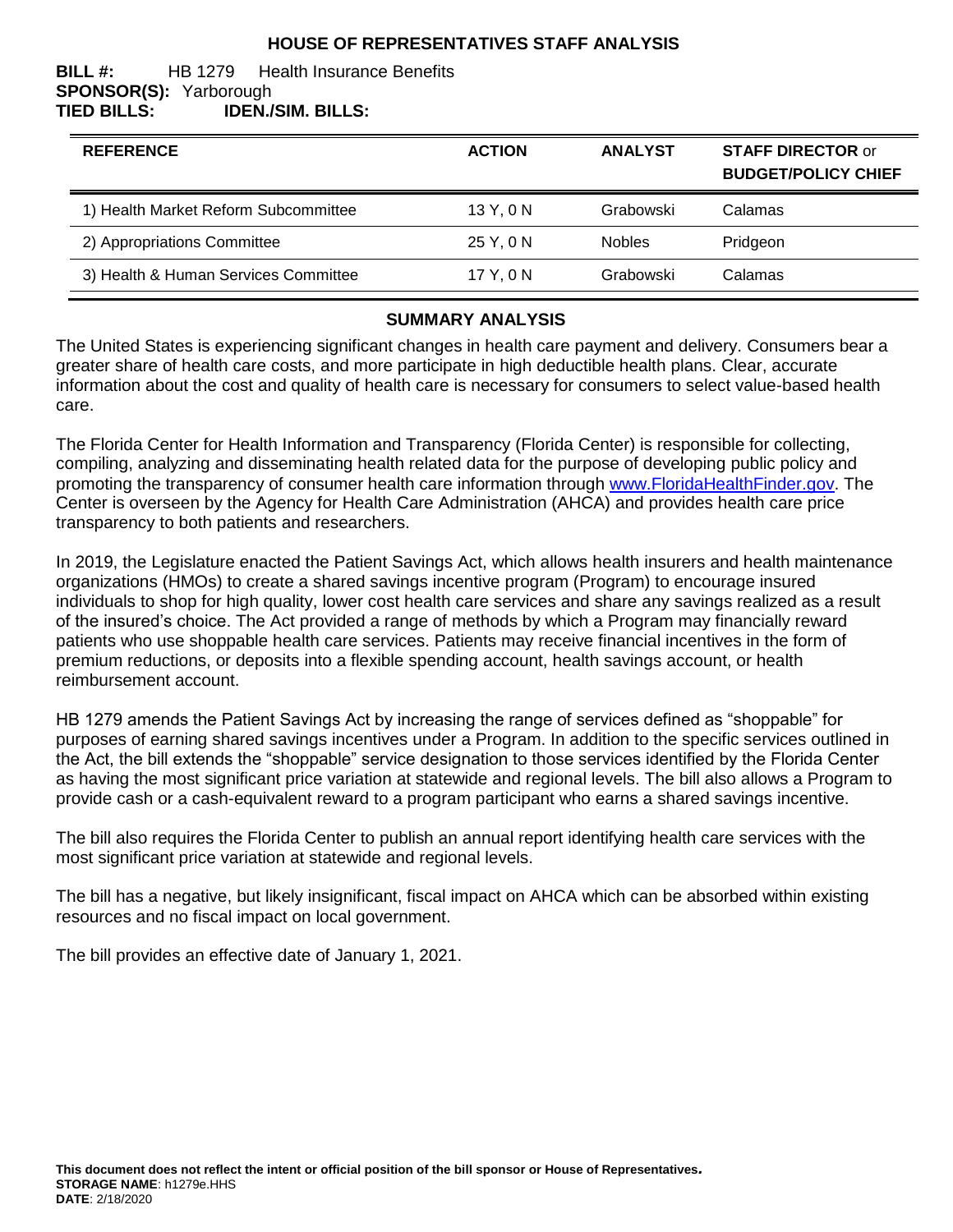# HOUSE OF REPRESENTATIVES STAFF ANALYSIS

**BILL #:** HB 1279 Health Insurance Benefits
**SPONSOR(S):** Yarborough
**TIED BILLS:** **IDEN./SIM. BILLS:**

| REFERENCE | ACTION | ANALYST | STAFF DIRECTOR or BUDGET/POLICY CHIEF |
|---|---|---|---|
| 1) Health Market Reform Subcommittee | 13 Y, 0 N | Grabowski | Calamas |
| 2) Appropriations Committee | 25 Y, 0 N | Nobles | Pridgeon |
| 3) Health & Human Services Committee | 17 Y, 0 N | Grabowski | Calamas |

## SUMMARY ANALYSIS

The United States is experiencing significant changes in health care payment and delivery. Consumers bear a greater share of health care costs, and more participate in high deductible health plans. Clear, accurate information about the cost and quality of health care is necessary for consumers to select value-based health care.

The Florida Center for Health Information and Transparency (Florida Center) is responsible for collecting, compiling, analyzing and disseminating health related data for the purpose of developing public policy and promoting the transparency of consumer health care information through www.FloridaHealthFinder.gov. The Center is overseen by the Agency for Health Care Administration (AHCA) and provides health care price transparency to both patients and researchers.

In 2019, the Legislature enacted the Patient Savings Act, which allows health insurers and health maintenance organizations (HMOs) to create a shared savings incentive program (Program) to encourage insured individuals to shop for high quality, lower cost health care services and share any savings realized as a result of the insured's choice. The Act provided a range of methods by which a Program may financially reward patients who use shoppable health care services. Patients may receive financial incentives in the form of premium reductions, or deposits into a flexible spending account, health savings account, or health reimbursement account.

HB 1279 amends the Patient Savings Act by increasing the range of services defined as "shoppable" for purposes of earning shared savings incentives under a Program. In addition to the specific services outlined in the Act, the bill extends the "shoppable" service designation to those services identified by the Florida Center as having the most significant price variation at statewide and regional levels. The bill also allows a Program to provide cash or a cash-equivalent reward to a program participant who earns a shared savings incentive.

The bill also requires the Florida Center to publish an annual report identifying health care services with the most significant price variation at statewide and regional levels.

The bill has a negative, but likely insignificant, fiscal impact on AHCA which can be absorbed within existing resources and no fiscal impact on local government.

The bill provides an effective date of January 1, 2021.

**This document does not reflect the intent or official position of the bill sponsor or House of Representatives.**
**STORAGE NAME**: h1279e.HHS
**DATE**: 2/18/2020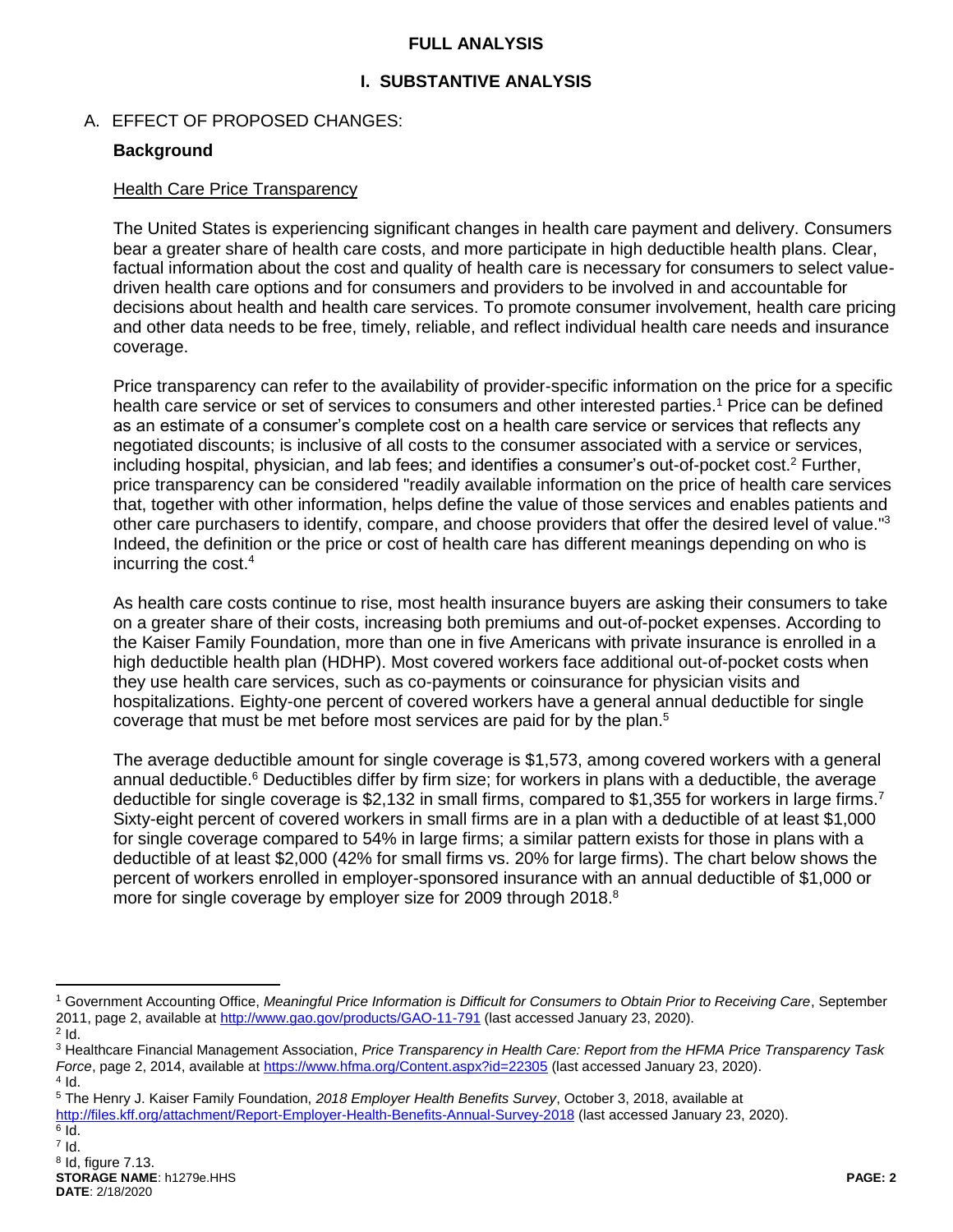# FULL ANALYSIS

## I. SUBSTANTIVE ANALYSIS

### A. EFFECT OF PROPOSED CHANGES:

**Background**

Health Care Price Transparency

The United States is experiencing significant changes in health care payment and delivery. Consumers bear a greater share of health care costs, and more participate in high deductible health plans. Clear, factual information about the cost and quality of health care is necessary for consumers to select value-driven health care options and for consumers and providers to be involved in and accountable for decisions about health and health care services. To promote consumer involvement, health care pricing and other data needs to be free, timely, reliable, and reflect individual health care needs and insurance coverage.

Price transparency can refer to the availability of provider-specific information on the price for a specific health care service or set of services to consumers and other interested parties.[1] Price can be defined as an estimate of a consumer's complete cost on a health care service or services that reflects any negotiated discounts; is inclusive of all costs to the consumer associated with a service or services, including hospital, physician, and lab fees; and identifies a consumer's out-of-pocket cost.[2] Further, price transparency can be considered "readily available information on the price of health care services that, together with other information, helps define the value of those services and enables patients and other care purchasers to identify, compare, and choose providers that offer the desired level of value."[3] Indeed, the definition or the price or cost of health care has different meanings depending on who is incurring the cost.[4]

As health care costs continue to rise, most health insurance buyers are asking their consumers to take on a greater share of their costs, increasing both premiums and out-of-pocket expenses. According to the Kaiser Family Foundation, more than one in five Americans with private insurance is enrolled in a high deductible health plan (HDHP). Most covered workers face additional out-of-pocket costs when they use health care services, such as co-payments or coinsurance for physician visits and hospitalizations. Eighty-one percent of covered workers have a general annual deductible for single coverage that must be met before most services are paid for by the plan.[5]

The average deductible amount for single coverage is $1,573, among covered workers with a general annual deductible.[6] Deductibles differ by firm size; for workers in plans with a deductible, the average deductible for single coverage is $2,132 in small firms, compared to $1,355 for workers in large firms.[7] Sixty-eight percent of covered workers in small firms are in a plan with a deductible of at least $1,000 for single coverage compared to 54% in large firms; a similar pattern exists for those in plans with a deductible of at least $2,000 (42% for small firms vs. 20% for large firms). The chart below shows the percent of workers enrolled in employer-sponsored insurance with an annual deductible of $1,000 or more for single coverage by employer size for 2009 through 2018.[8]

---

[1] Government Accounting Office, *Meaningful Price Information is Difficult for Consumers to Obtain Prior to Receiving Care*, September 2011, page 2, available at http://www.gao.gov/products/GAO-11-791 (last accessed January 23, 2020).

[2] Id.

[3] Healthcare Financial Management Association, *Price Transparency in Health Care: Report from the HFMA Price Transparency Task Force*, page 2, 2014, available at https://www.hfma.org/Content.aspx?id=22305 (last accessed January 23, 2020).

[4] Id.

[5] The Henry J. Kaiser Family Foundation, *2018 Employer Health Benefits Survey*, October 3, 2018, available at http://files.kff.org/attachment/Report-Employer-Health-Benefits-Annual-Survey-2018 (last accessed January 23, 2020).

[6] Id.

[7] Id.

[8] Id, figure 7.13.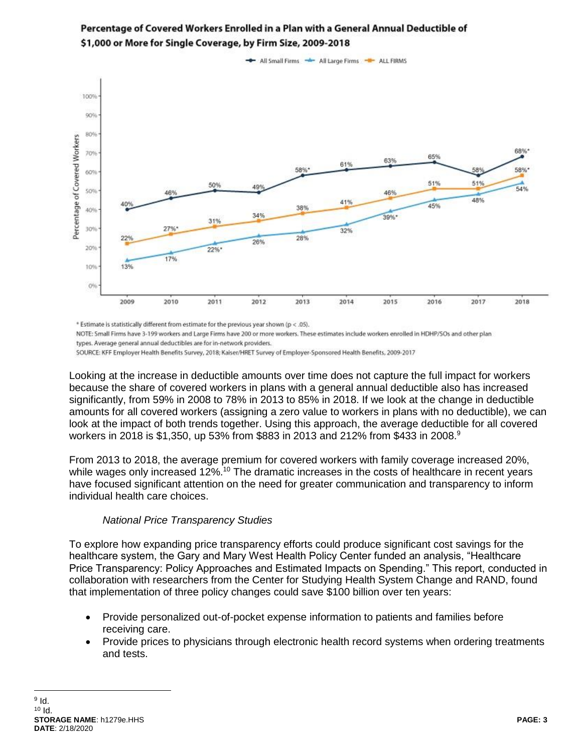**Percentage of Covered Workers Enrolled in a Plan with a General Annual Deductible of $1,000 or More for Single Coverage, by Firm Size, 2009-2018**

| Year | All Small Firms | All Large Firms | ALL FIRMS |
|---|---|---|---|
| 2009 | 40% | 13% | 22% |
| 2010 | 46% | 17% | 27%* |
| 2011 | 50% | 22%* | 31% |
| 2012 | 49% | 26% | 34% |
| 2013 | 58%* | 28% | 38% |
| 2014 | 61% | 32% | 41% |
| 2015 | 63% | 39%* | 46% |
| 2016 | 65% | 45% | 51% |
| 2017 | 58% | 48% | 51% |
| 2018 | 68%* | 54% | 58%* |

* Estimate is statistically different from estimate for the previous year shown ($p < .05$).

NOTE: Small Firms have 3-199 workers and Large Firms have 200 or more workers. These estimates include workers enrolled in HDHP/SOs and other plan types. Average general annual deductibles are for in-network providers.

SOURCE: KFF Employer Health Benefits Survey, 2018; Kaiser/HRET Survey of Employer-Sponsored Health Benefits, 2009-2017

Looking at the increase in deductible amounts over time does not capture the full impact for workers because the share of covered workers in plans with a general annual deductible also has increased significantly, from 59% in 2008 to 78% in 2013 to 85% in 2018. If we look at the change in deductible amounts for all covered workers (assigning a zero value to workers in plans with no deductible), we can look at the impact of both trends together. Using this approach, the average deductible for all covered workers in 2018 is $1,350, up 53% from $883 in 2013 and 212% from $433 in 2008.[9]

From 2013 to 2018, the average premium for covered workers with family coverage increased 20%, while wages only increased 12%.[10] The dramatic increases in the costs of healthcare in recent years have focused significant attention on the need for greater communication and transparency to inform individual health care choices.

*National Price Transparency Studies*

To explore how expanding price transparency efforts could produce significant cost savings for the healthcare system, the Gary and Mary West Health Policy Center funded an analysis, "Healthcare Price Transparency: Policy Approaches and Estimated Impacts on Spending." This report, conducted in collaboration with researchers from the Center for Studying Health System Change and RAND, found that implementation of three policy changes could save $100 billion over ten years:

- Provide personalized out-of-pocket expense information to patients and families before receiving care.
- Provide prices to physicians through electronic health record systems when ordering treatments and tests.

[9] Id.
[10] Id.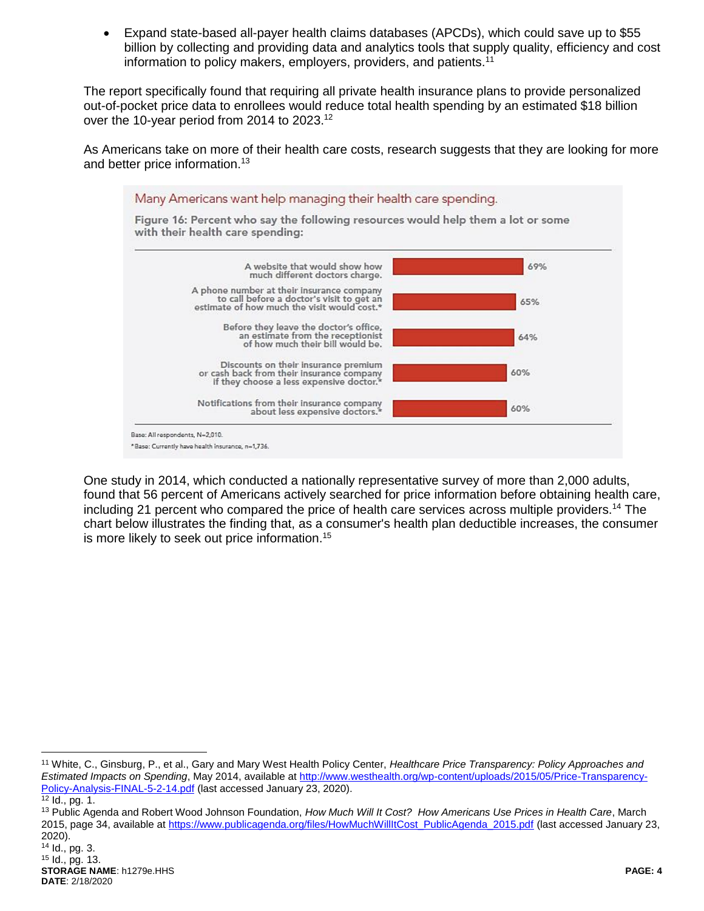- Expand state-based all-payer health claims databases (APCDs), which could save up to $55 billion by collecting and providing data and analytics tools that supply quality, efficiency and cost information to policy makers, employers, providers, and patients.[11]

The report specifically found that requiring all private health insurance plans to provide personalized out-of-pocket price data to enrollees would reduce total health spending by an estimated $18 billion over the 10-year period from 2014 to 2023.[12]

As Americans take on more of their health care costs, research suggests that they are looking for more and better price information.[13]

Many Americans want help managing their health care spending.

**Figure 16: Percent who say the following resources would help them a lot or some with their health care spending:**

| Resource | Percent |
| --- | --- |
| A website that would show how much different doctors charge. | 69% |
| A phone number at their insurance company to call before a doctor's visit to get an estimate of how much the visit would cost.* | 65% |
| Before they leave the doctor's office, an estimate from the receptionist of how much their bill would be. | 64% |
| Discounts on their insurance premium or cash back from their insurance company if they choose a less expensive doctor.* | 60% |
| Notifications from their insurance company about less expensive doctors.* | 60% |

Base: All respondents, N=2,010.

*Base: Currently have health insurance, n=1,736.

One study in 2014, which conducted a nationally representative survey of more than 2,000 adults, found that 56 percent of Americans actively searched for price information before obtaining health care, including 21 percent who compared the price of health care services across multiple providers.[14] The chart below illustrates the finding that, as a consumer's health plan deductible increases, the consumer is more likely to seek out price information.[15]

---

[11] White, C., Ginsburg, P., et al., Gary and Mary West Health Policy Center, *Healthcare Price Transparency: Policy Approaches and Estimated Impacts on Spending*, May 2014, available at http://www.westhealth.org/wp-content/uploads/2015/05/Price-Transparency-Policy-Analysis-FINAL-5-2-14.pdf (last accessed January 23, 2020).

[12] Id., pg. 1.

[13] Public Agenda and Robert Wood Johnson Foundation, *How Much Will It Cost? How Americans Use Prices in Health Care*, March 2015, page 34, available at https://www.publicagenda.org/files/HowMuchWillItCost_PublicAgenda_2015.pdf (last accessed January 23, 2020).

[14] Id., pg. 3.

[15] Id., pg. 13.

**STORAGE NAME**: h1279e.HHS
**DATE**: 2/18/2020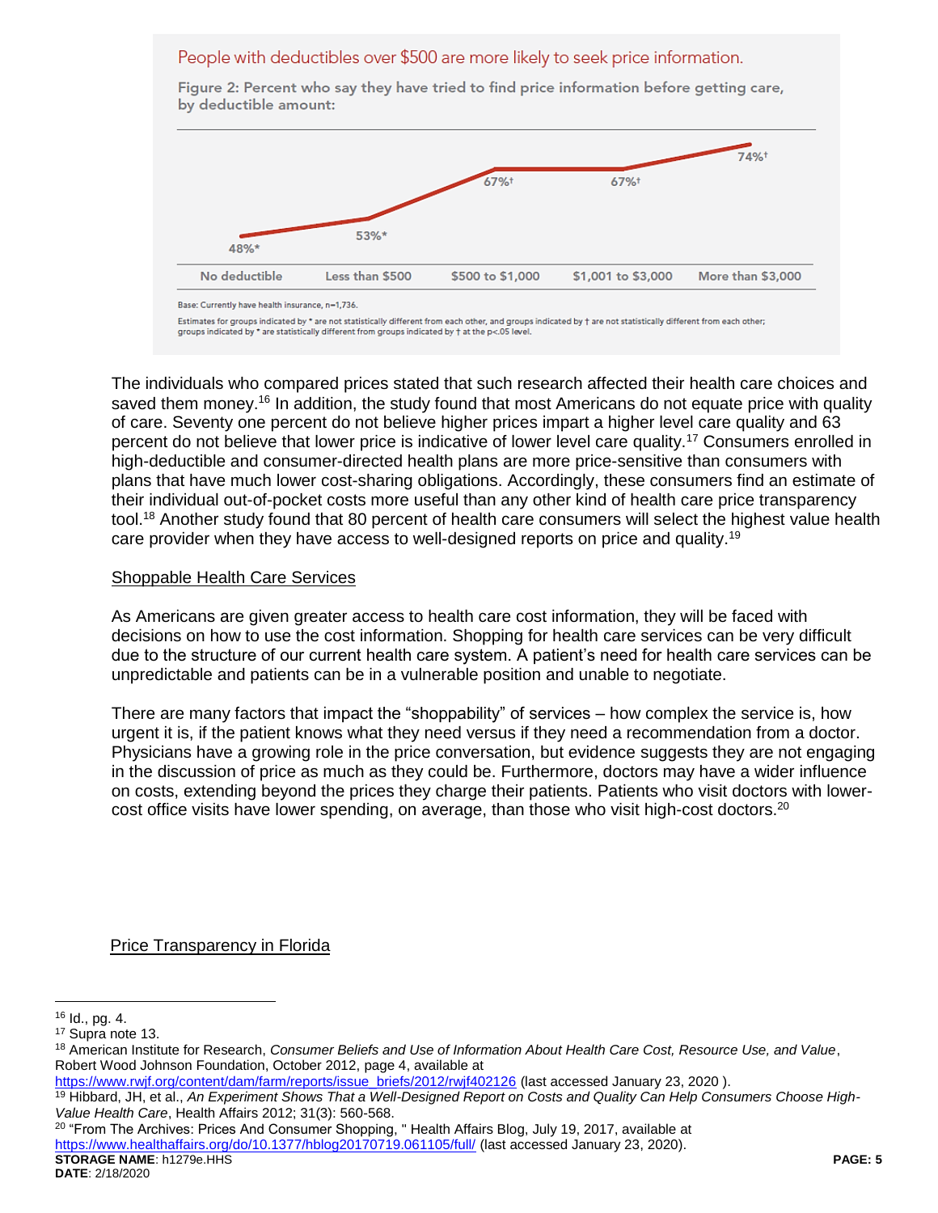People with deductibles over $500 are more likely to seek price information.

**Figure 2: Percent who say they have tried to find price information before getting care, by deductible amount:**

| No deductible | Less than $500 | $500 to $1,000 | $1,001 to $3,000 | More than $3,000 |
|---|---|---|---|---|
| 48%* | 53%* | 67%† | 67%† | 74%† |

Base: Currently have health insurance, n=1,736.

Estimates for groups indicated by * are not statistically different from each other, and groups indicated by † are not statistically different from each other; groups indicated by * are statistically different from groups indicated by † at the p<.05 level.

The individuals who compared prices stated that such research affected their health care choices and saved them money.[16] In addition, the study found that most Americans do not equate price with quality of care. Seventy one percent do not believe higher prices impart a higher level care quality and 63 percent do not believe that lower price is indicative of lower level care quality.[17] Consumers enrolled in high-deductible and consumer-directed health plans are more price-sensitive than consumers with plans that have much lower cost-sharing obligations. Accordingly, these consumers find an estimate of their individual out-of-pocket costs more useful than any other kind of health care price transparency tool.[18] Another study found that 80 percent of health care consumers will select the highest value health care provider when they have access to well-designed reports on price and quality.[19]

## Shoppable Health Care Services

As Americans are given greater access to health care cost information, they will be faced with decisions on how to use the cost information. Shopping for health care services can be very difficult due to the structure of our current health care system. A patient's need for health care services can be unpredictable and patients can be in a vulnerable position and unable to negotiate.

There are many factors that impact the "shoppability" of services – how complex the service is, how urgent it is, if the patient knows what they need versus if they need a recommendation from a doctor. Physicians have a growing role in the price conversation, but evidence suggests they are not engaging in the discussion of price as much as they could be. Furthermore, doctors may have a wider influence on costs, extending beyond the prices they charge their patients. Patients who visit doctors with lower-cost office visits have lower spending, on average, than those who visit high-cost doctors.[20]

## Price Transparency in Florida

---

[16] Id., pg. 4.

[17] Supra note 13.

[18] American Institute for Research, *Consumer Beliefs and Use of Information About Health Care Cost, Resource Use, and Value*, Robert Wood Johnson Foundation, October 2012, page 4, available at https://www.rwjf.org/content/dam/farm/reports/issue_briefs/2012/rwjf402126 (last accessed January 23, 2020 ).

[19] Hibbard, JH, et al., *An Experiment Shows That a Well-Designed Report on Costs and Quality Can Help Consumers Choose High-Value Health Care*, Health Affairs 2012; 31(3): 560-568.

[20] "From The Archives: Prices And Consumer Shopping, " Health Affairs Blog, July 19, 2017, available at https://www.healthaffairs.org/do/10.1377/hblog20170719.061105/full/ (last accessed January 23, 2020).

**STORAGE NAME**: h1279e.HHS
**DATE**: 2/18/2020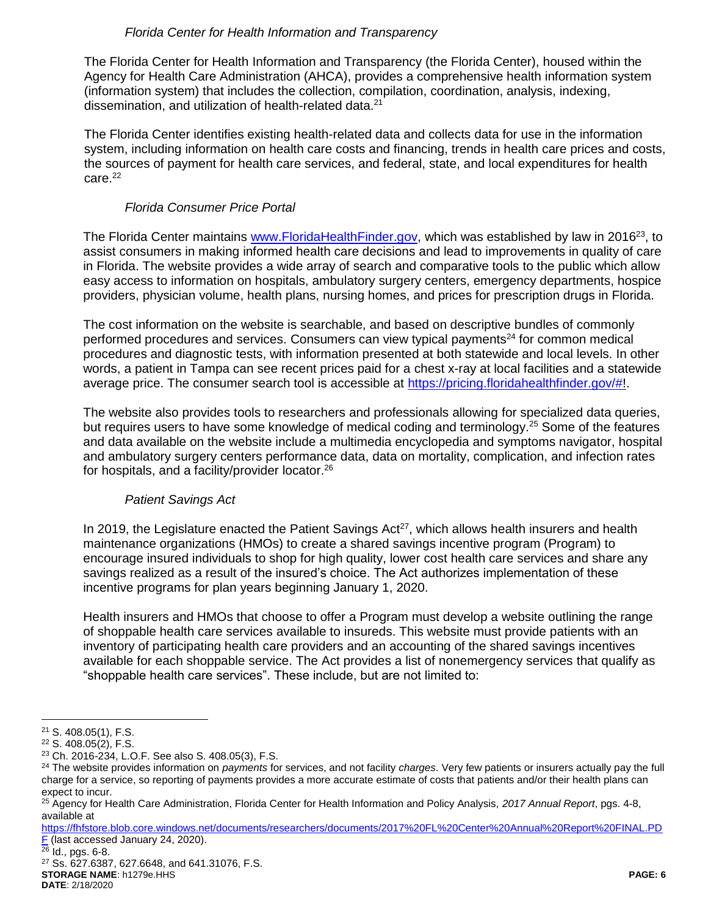*Florida Center for Health Information and Transparency*

The Florida Center for Health Information and Transparency (the Florida Center), housed within the Agency for Health Care Administration (AHCA), provides a comprehensive health information system (information system) that includes the collection, compilation, coordination, analysis, indexing, dissemination, and utilization of health-related data.[21]

The Florida Center identifies existing health-related data and collects data for use in the information system, including information on health care costs and financing, trends in health care prices and costs, the sources of payment for health care services, and federal, state, and local expenditures for health care.[22]

*Florida Consumer Price Portal*

The Florida Center maintains www.FloridaHealthFinder.gov, which was established by law in 2016[23], to assist consumers in making informed health care decisions and lead to improvements in quality of care in Florida. The website provides a wide array of search and comparative tools to the public which allow easy access to information on hospitals, ambulatory surgery centers, emergency departments, hospice providers, physician volume, health plans, nursing homes, and prices for prescription drugs in Florida.

The cost information on the website is searchable, and based on descriptive bundles of commonly performed procedures and services. Consumers can view typical payments[24] for common medical procedures and diagnostic tests, with information presented at both statewide and local levels. In other words, a patient in Tampa can see recent prices paid for a chest x-ray at local facilities and a statewide average price. The consumer search tool is accessible at https://pricing.floridahealthfinder.gov/#!.

The website also provides tools to researchers and professionals allowing for specialized data queries, but requires users to have some knowledge of medical coding and terminology.[25] Some of the features and data available on the website include a multimedia encyclopedia and symptoms navigator, hospital and ambulatory surgery centers performance data, data on mortality, complication, and infection rates for hospitals, and a facility/provider locator.[26]

*Patient Savings Act*

In 2019, the Legislature enacted the Patient Savings Act[27], which allows health insurers and health maintenance organizations (HMOs) to create a shared savings incentive program (Program) to encourage insured individuals to shop for high quality, lower cost health care services and share any savings realized as a result of the insured's choice. The Act authorizes implementation of these incentive programs for plan years beginning January 1, 2020.

Health insurers and HMOs that choose to offer a Program must develop a website outlining the range of shoppable health care services available to insureds. This website must provide patients with an inventory of participating health care providers and an accounting of the shared savings incentives available for each shoppable service. The Act provides a list of nonemergency services that qualify as "shoppable health care services". These include, but are not limited to:

---

[21] S. 408.05(1), F.S.

[22] S. 408.05(2), F.S.

[23] Ch. 2016-234, L.O.F. See also S. 408.05(3), F.S.

[24] The website provides information on *payments* for services, and not facility *charges*. Very few patients or insurers actually pay the full charge for a service, so reporting of payments provides a more accurate estimate of costs that patients and/or their health plans can expect to incur.

[25] Agency for Health Care Administration, Florida Center for Health Information and Policy Analysis, *2017 Annual Report*, pgs. 4-8, available at https://fhfstore.blob.core.windows.net/documents/researchers/documents/2017%20FL%20Center%20Annual%20Report%20FINAL.PDF (last accessed January 24, 2020).

[26] Id., pgs. 6-8.

[27] Ss. 627.6387, 627.6648, and 641.31076, F.S.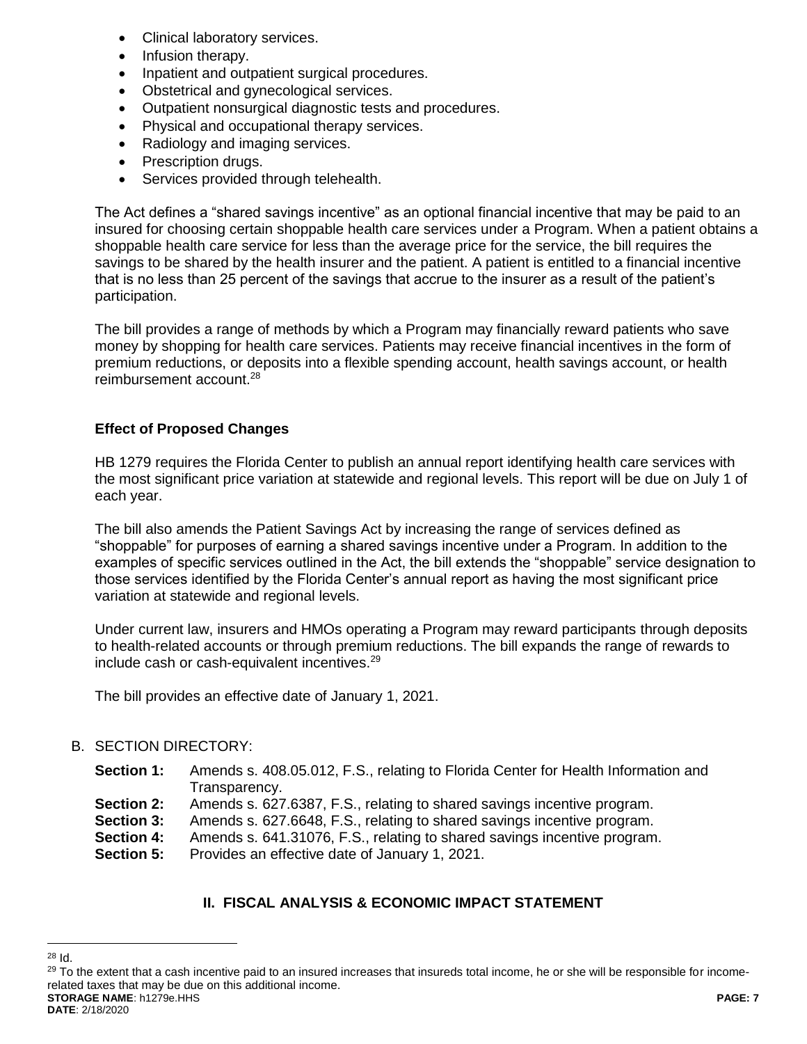- Clinical laboratory services.
- Infusion therapy.
- Inpatient and outpatient surgical procedures.
- Obstetrical and gynecological services.
- Outpatient nonsurgical diagnostic tests and procedures.
- Physical and occupational therapy services.
- Radiology and imaging services.
- Prescription drugs.
- Services provided through telehealth.

The Act defines a "shared savings incentive" as an optional financial incentive that may be paid to an insured for choosing certain shoppable health care services under a Program. When a patient obtains a shoppable health care service for less than the average price for the service, the bill requires the savings to be shared by the health insurer and the patient. A patient is entitled to a financial incentive that is no less than 25 percent of the savings that accrue to the insurer as a result of the patient's participation.

The bill provides a range of methods by which a Program may financially reward patients who save money by shopping for health care services. Patients may receive financial incentives in the form of premium reductions, or deposits into a flexible spending account, health savings account, or health reimbursement account.[28]

**Effect of Proposed Changes**

HB 1279 requires the Florida Center to publish an annual report identifying health care services with the most significant price variation at statewide and regional levels. This report will be due on July 1 of each year.

The bill also amends the Patient Savings Act by increasing the range of services defined as "shoppable" for purposes of earning a shared savings incentive under a Program. In addition to the examples of specific services outlined in the Act, the bill extends the "shoppable" service designation to those services identified by the Florida Center's annual report as having the most significant price variation at statewide and regional levels.

Under current law, insurers and HMOs operating a Program may reward participants through deposits to health-related accounts or through premium reductions. The bill expands the range of rewards to include cash or cash-equivalent incentives.[29]

The bill provides an effective date of January 1, 2021.

B. SECTION DIRECTORY:

**Section 1:** Amends s. 408.05.012, F.S., relating to Florida Center for Health Information and Transparency.
**Section 2:** Amends s. 627.6387, F.S., relating to shared savings incentive program.
**Section 3:** Amends s. 627.6648, F.S., relating to shared savings incentive program.
**Section 4:** Amends s. 641.31076, F.S., relating to shared savings incentive program.
**Section 5:** Provides an effective date of January 1, 2021.

## II. FISCAL ANALYSIS & ECONOMIC IMPACT STATEMENT

[28] Id.
[29] To the extent that a cash incentive paid to an insured increases that insureds total income, he or she will be responsible for income-related taxes that may be due on this additional income.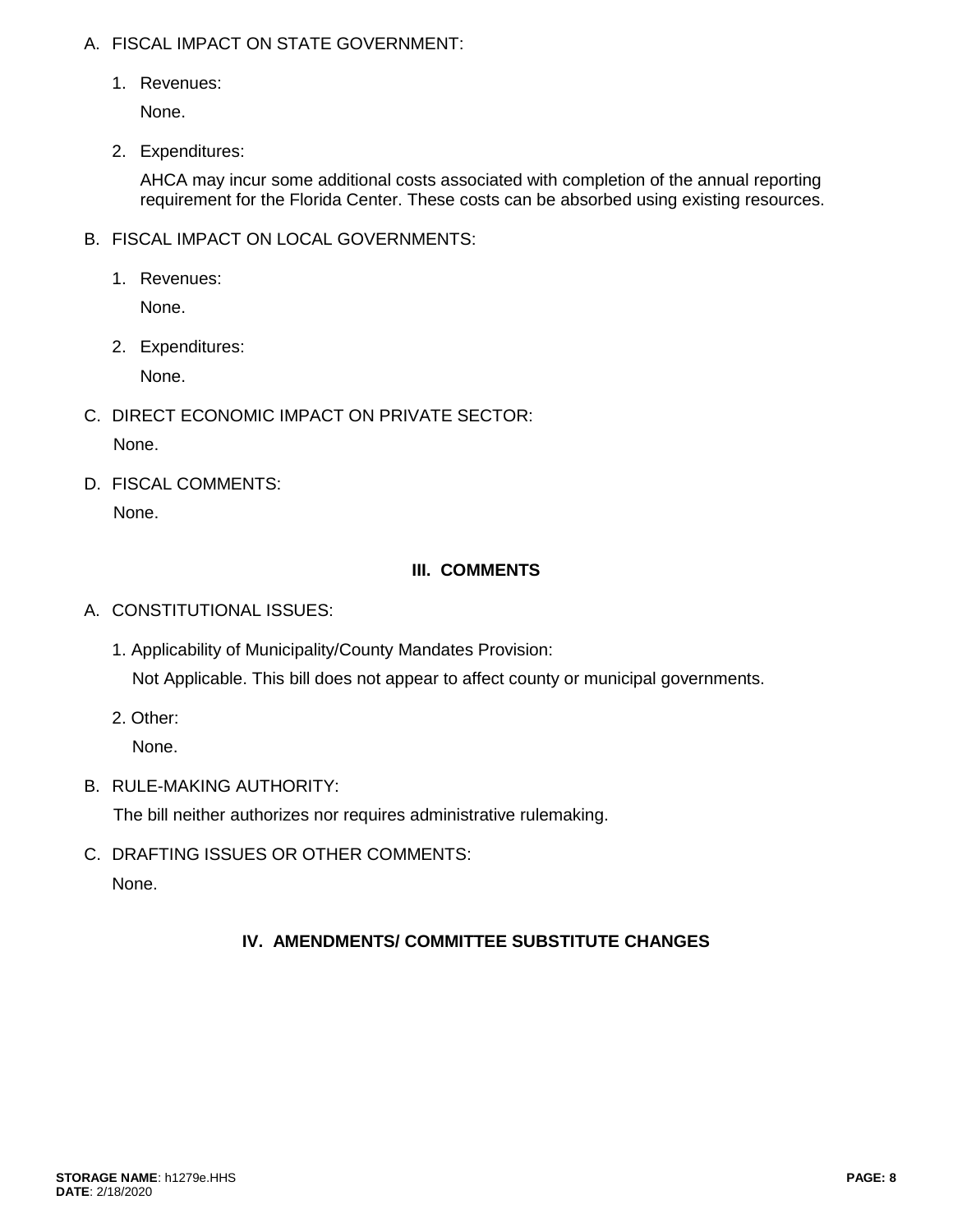A. FISCAL IMPACT ON STATE GOVERNMENT:

1. Revenues:

   None.

2. Expenditures:

   AHCA may incur some additional costs associated with completion of the annual reporting requirement for the Florida Center. These costs can be absorbed using existing resources.

B. FISCAL IMPACT ON LOCAL GOVERNMENTS:

1. Revenues:

   None.

2. Expenditures:

   None.

C. DIRECT ECONOMIC IMPACT ON PRIVATE SECTOR:

   None.

D. FISCAL COMMENTS:

   None.

## III. COMMENTS

A. CONSTITUTIONAL ISSUES:

1. Applicability of Municipality/County Mandates Provision:

   Not Applicable. This bill does not appear to affect county or municipal governments.

2. Other:

   None.

B. RULE-MAKING AUTHORITY:

   The bill neither authorizes nor requires administrative rulemaking.

C. DRAFTING ISSUES OR OTHER COMMENTS:

   None.

## IV. AMENDMENTS/ COMMITTEE SUBSTITUTE CHANGES